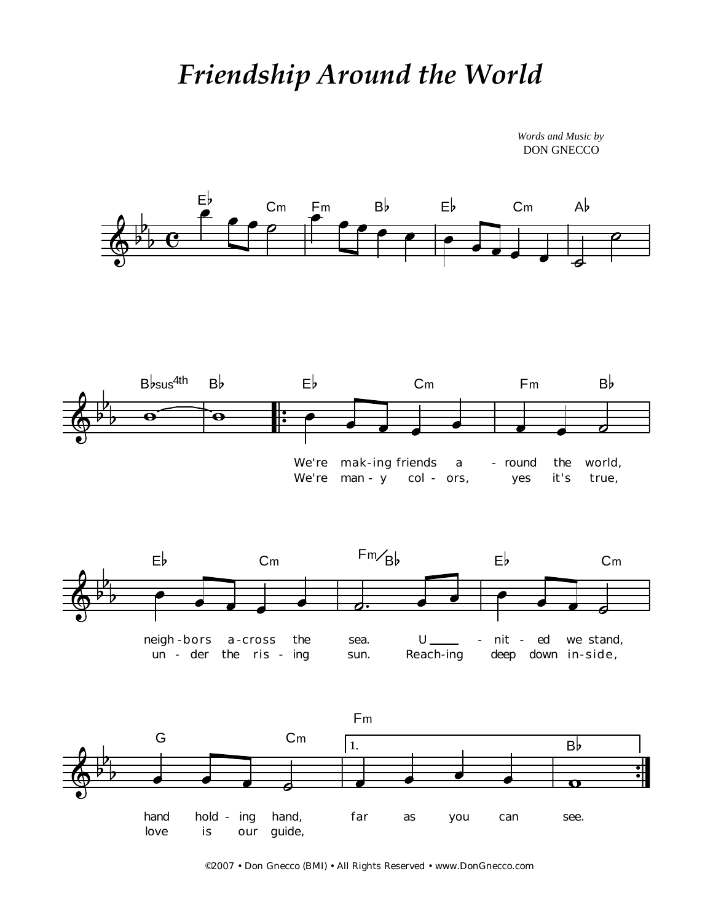# *Friendship Around the World*

*Words and Music by*
DON GNECCO

We're mak-ing friends a - round the world, neigh-bors a-cross the sea. U - nit - ed we stand, hand hold - ing hand, far as you can see.

We're man - y col - ors, yes it's true, un - der the ris - ing sun. Reach-ing deep down in-side, love is our guide,

©2007 • Don Gnecco (BMI) • All Rights Reserved • www.DonGnecco.com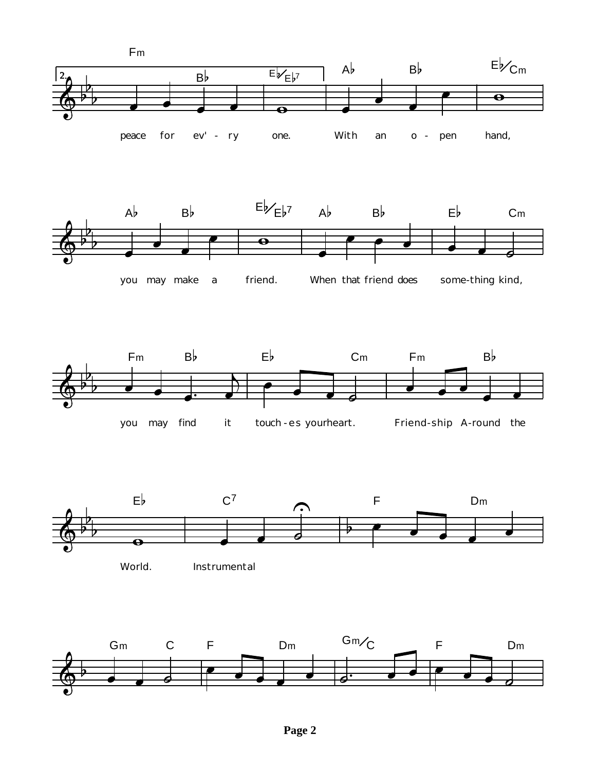peace for ev'-ry one. With an o-pen hand,

you may make a friend. When that friend does some-thing kind,

you may find it touch-es your heart. Friend-ship A-round the

World. Instrumental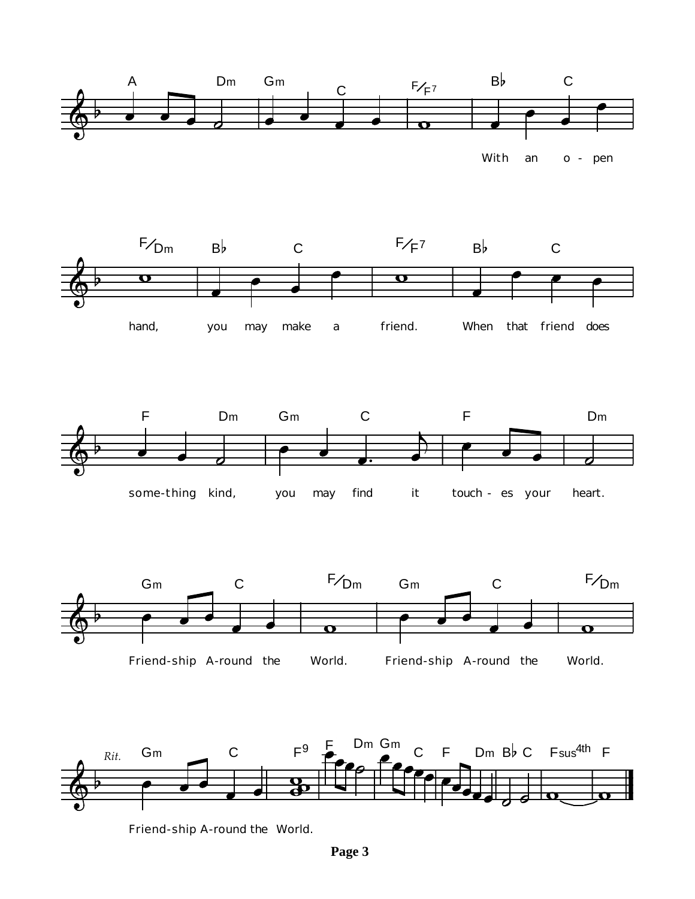A Dm Gm C F/F7 B♭ C

With an o - pen

F/Dm B♭ C F/F7 B♭ C

hand, you may make a friend. When that friend does

F Dm Gm C F Dm

some-thing kind, you may find it touch - es your heart.

Gm C F/Dm Gm C F/Dm

Friend-ship A-round the World. Friend-ship A-round the World.

*Rit.* Gm C F9 F Dm Gm C F Dm B♭ C Fsus4th F

Friend-ship A-round the World.